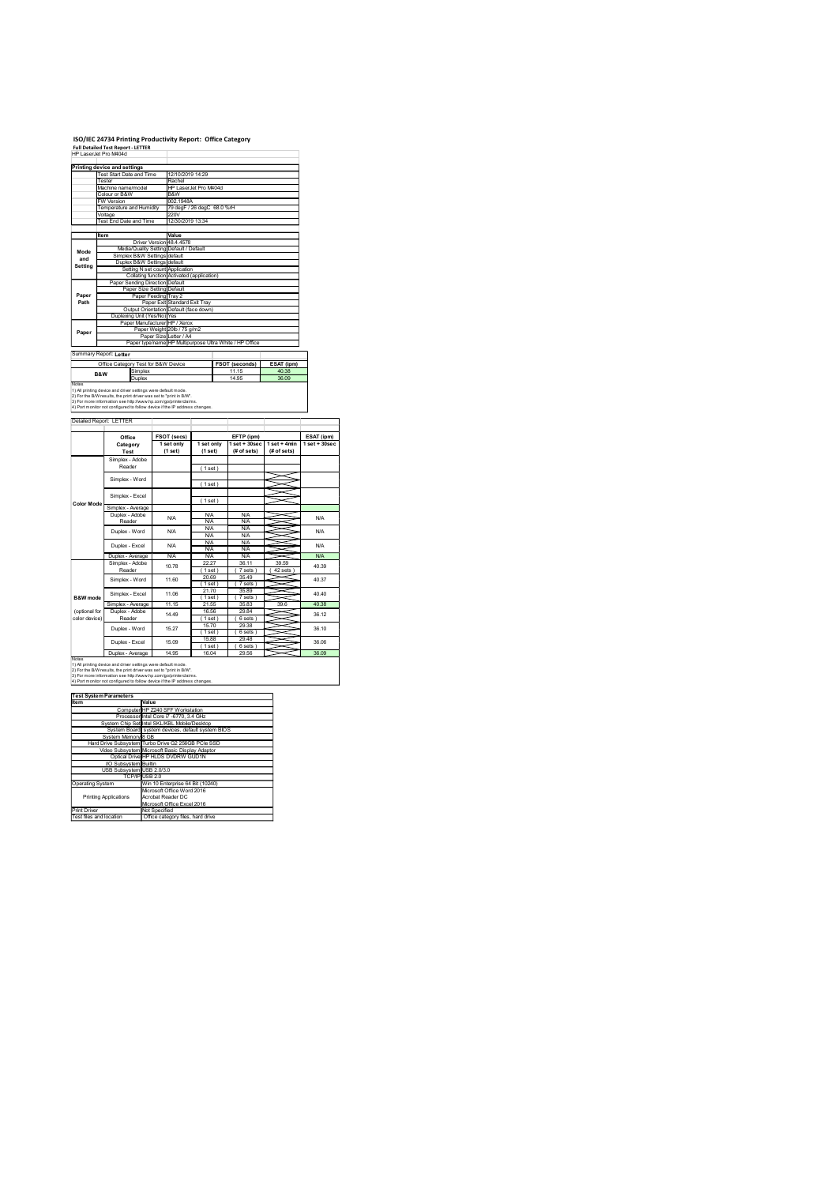# ISO/IEC 24734 Printing Productivity Report: Office Category

**Full Detailed Test Report - LETTER**

HP LaserJet Pro M404d

| Printing device and settings | |
|---|---|
| Test Start Date and Time | 12/10/2019 14:29 |
| Tester | Rachel |
| Machine name/model | HP LaserJet Pro M404d |
| Colour or B&W | B&W |
| FW Version | 002.1948A |
| Temperature and Humidity | 79 degF / 26 degC 68.0 %rH |
| Voltage | 220V |
| Test End Date and Time | 12/30/2019 13:34 |

| | Item | Value |
|---|---|---|
| Mode and Setting | Driver Version | 48.4.4578 |
| | Media/Quality Setting | Default / Default |
| | Simplex B&W Settings | default |
| | Duplex B&W Settings | default |
| | Setting N set count | Application |
| | Collating function | Activated (application) |
| Paper Path | Paper Sending Direction | Default |
| | Paper Size Setting | Default |
| | Paper Feeding | Tray 2 |
| | Paper Exit | Standard Exit Tray |
| | Output Orientation | Default (face down) |
| | Duplexing Unit (Yes/No) | Yes |
| Paper | Paper Manufacturer | HP / Xerox |
| | Paper Weight | 20lb / 75 g/m2 |
| | Paper Size | Letter / A4 |
| | Paper type/name | HP Multipurpose Ultra White / HP Office |

Summary Report: **Letter**

| Office Category Test for B&W Device | | FSOT (seconds) | ESAT (ipm) |
|---|---|---|---|
| B&W | Simplex | 11.15 | 40.38 |
| | Duplex | 14.95 | 36.09 |

Notes
1) All printing device and driver settings were default mode.
2) For the B/W results, the print driver was set to "print in B/W".
3) For more information see http://www.hp.com/go/printerclaims.
4) Port monitor not configured to follow device if the IP address changes.

Detailed Report: LETTER

| | Office Category Test | FSOT (secs) 1 set only (1 set) | EFTP (ipm) 1 set only (1 set) | EFTP (ipm) 1 set + 30sec (# of sets) | EFTP (ipm) 1 set + 4min (# of sets) | ESAT (ipm) 1 set + 30sec |
|---|---|---|---|---|---|---|
| Color Mode | Simplex - Adobe Reader | | ( 1 set ) | | | |
| | Simplex - Word | | ( 1 set ) | | | |
| | Simplex - Excel | | ( 1 set ) | | | |
| | Simplex - Average | | | | | |
| | Duplex - Adobe Reader | N/A | N/A / N/A | N/A / N/A | | N/A |
| | Duplex - Word | N/A | N/A / N/A | N/A / N/A | | N/A |
| | Duplex - Excel | N/A | N/A / N/A | N/A / N/A | | N/A |
| | Duplex - Average | N/A | N/A | N/A | | N/A |
| B&W mode (optional for color device) | Simplex - Adobe Reader | 10.78 | 22.27 ( 1 set ) | 36.11 ( 7 sets ) | 39.59 ( 42 sets ) | 40.39 |
| | Simplex - Word | 11.60 | 20.69 ( 1 set ) | 35.49 ( 7 sets ) | | 40.37 |
| | Simplex - Excel | 11.06 | 21.70 ( 1 set ) | 35.89 ( 7 sets ) | | 40.40 |
| | Simplex - Average | 11.15 | 21.55 | 35.83 | 39.6 | 40.38 |
| | Duplex - Adobe Reader | 14.49 | 16.56 ( 1 set ) | 29.84 ( 6 sets ) | | 36.12 |
| | Duplex - Word | 15.27 | 15.70 ( 1 set ) | 29.38 ( 6 sets ) | | 36.10 |
| | Duplex - Excel | 15.09 | 15.88 ( 1 set ) | 29.48 ( 6 sets ) | | 36.06 |
| | Duplex - Average | 14.95 | 16.04 | 29.56 | | 36.09 |

Notes
1) All printing device and driver settings were default mode.
2) For the B/W results, the print driver was set to "print in B/W".
3) For more information see http://www.hp.com/go/printerclaims.
4) Port monitor not configured to follow device if the IP address changes.

| Test System Parameters | |
|---|---|
| Item | Value |
| Computer | HP Z240 SFF Workstation |
| Processor | Intel Core i7 -6770, 3.4 GHz |
| System Chip Set | Intel SKL/KBL Mobile/Desktop |
| System Board | system devices, default system BIOS |
| System Memory | 8 GB |
| Hard Drive Subsystem | Turbo Drive G2 256GB PCIe SSD |
| Video Subsystem | Microsoft Basic Display Adaptor |
| Optical Drive | HP HLDS DVDRW GUD1N |
| I/O Subsystem | Builtin |
| USB Subsystem | USB 2.0/3.0 |
| TCP/IP | USB 2.0 |
| Operating System | Win 10 Enterprise 64 Bit (10240) |
| Printing Applications | Microsoft Office Word 2016<br>Acrobat Reader DC<br>Microsoft Office Excel 2016 |
| Print Driver | Not Specified |
| Test files and location | Office category files, hard drive |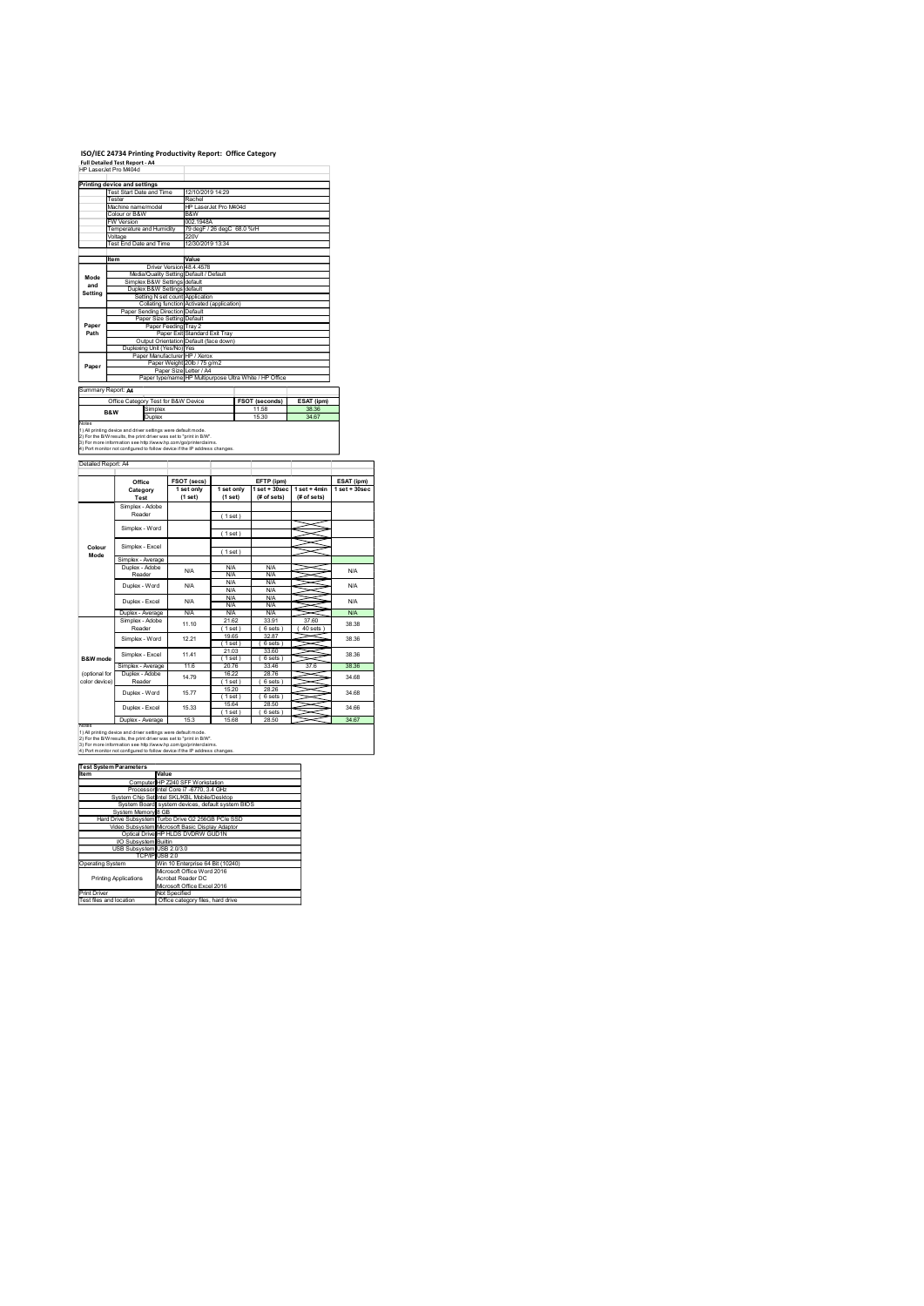# ISO/IEC 24734 Printing Productivity Report: Office Category

**Full Detailed Test Report - A4**

HP LaserJet Pro M404d

| Printing device and settings | |
|---|---|
| Test Start Date and Time | 12/10/2019 14:29 |
| Tester | Rachel |
| Machine name/model | HP LaserJet Pro M404d |
| Colour or B&W | B&W |
| FW Version | 002.1948A |
| Temperature and Humidity | 79 degF / 26 degC 68.0 %rH |
| Voltage | 220V |
| Test End Date and Time | 12/30/2019 13:34 |

| | Item | Value |
|---|---|---|
| Mode and Setting | Driver Version | 48.4.4578 |
| | Media/Quality Setting | Default / Default |
| | Simplex B&W Settings | default |
| | Duplex B&W Settings | default |
| | Setting N set count | Application |
| | Collating function | Activated (application) |
| Paper Path | Paper Sending Direction | Default |
| | Paper Size Setting | Default |
| | Paper Feeding | Tray 2 |
| | Paper Exit | Standard Exit Tray |
| | Output Orientation | Default (face down) |
| | Duplexing Unit (Yes/No) | Yes |
| Paper | Paper Manufacturer | HP / Xerox |
| | Paper Weight | 20lb / 75 g/m2 |
| | Paper Size | Letter / A4 |
| | Paper type/name | HP Multipurpose Ultra White / HP Office |

Summary Report: **A4**

| Office Category Test for B&W Device | | FSOT (seconds) | ESAT (ipm) |
|---|---|---|---|
| B&W | Simplex | 11.58 | 38.36 |
| | Duplex | 15.30 | 34.67 |

Notes
1) All printing device and driver settings were default mode.
2) For the B/W results, the print driver was set to "print in B/W".
3) For more information see http://www.hp.com/go/printerclaims.
4) Port monitor not configured to follow device if the IP address changes.

Detailed Report: A4

| | Office Category Test | FSOT (secs) 1 set only (1 set) | EFTP (ipm) 1 set only (1 set) | EFTP (ipm) 1 set + 30sec (# of sets) | EFTP (ipm) 1 set + 4min (# of sets) | ESAT (ipm) 1 set + 30sec |
|---|---|---|---|---|---|---|
| Colour Mode | Simplex - Adobe Reader | | ( 1 set ) | | | |
| | Simplex - Word | | ( 1 set ) | | | |
| | Simplex - Excel | | ( 1 set ) | | | |
| | Simplex - Average | | | | | |
| | Duplex - Adobe Reader | N/A | N/A N/A | N/A N/A | | N/A |
| | Duplex - Word | N/A | N/A N/A | N/A N/A | | N/A |
| | Duplex - Excel | N/A | N/A N/A | N/A N/A | | N/A |
| | Duplex - Average | N/A | N/A | N/A | | N/A |
| B&W mode (optional for color device) | Simplex - Adobe Reader | 11.10 | 21.62 ( 1 set ) | 33.91 ( 6 sets ) | 37.60 ( 40 sets ) | 38.38 |
| | Simplex - Word | 12.21 | 19.65 ( 1 set ) | 32.87 ( 6 sets ) | | 38.36 |
| | Simplex - Excel | 11.41 | 21.03 ( 1 set ) | 33.60 ( 6 sets ) | | 38.36 |
| | Simplex - Average | 11.6 | 20.76 | 33.46 | 37.6 | 38.36 |
| | Duplex - Adobe Reader | 14.79 | 16.22 ( 1 set ) | 28.76 ( 6 sets ) | | 34.68 |
| | Duplex - Word | 15.77 | 15.20 ( 1 set ) | 28.26 ( 6 sets ) | | 34.68 |
| | Duplex - Excel | 15.33 | 15.64 ( 1 set ) | 28.50 ( 6 sets ) | | 34.66 |
| | Duplex - Average | 15.3 | 15.68 | 28.50 | | 34.67 |

Notes
1) All printing device and driver settings were default mode.
2) For the B/W results, the print driver was set to "print in B/W".
3) For more information see http://www.hp.com/go/printerclaims.
4) Port monitor not configured to follow device if the IP address changes.

| Test System Parameters | |
|---|---|
| **Item** | **Value** |
| Computer | HP Z240 SFF Workstation |
| Processor | Intel Core i7 -6770, 3.4 GHz |
| System Chip Set | Intel SKL/KBL Mobile/Desktop |
| System Board | system devices, default system BIOS |
| System Memory | 8 GB |
| Hard Drive Subsystem | Turbo Drive G2 256GB PCIe SSD |
| Video Subsystem | Microsoft Basic Display Adaptor |
| Optical Drive | HP HLDS DVDRW GUD1N |
| I/O Subsystem | Builtin |
| USB Subsystem | USB 2.0/3.0 |
| TCP/IP | USB 2.0 |
| Operating System | Win 10 Enterprise 64 Bit (10240) |
| Printing Applications | Microsoft Office Word 2016<br>Acrobat Reader DC<br>Microsoft Office Excel 2016 |
| Print Driver | Not Specified |
| Test files and location | Office category files, hard drive |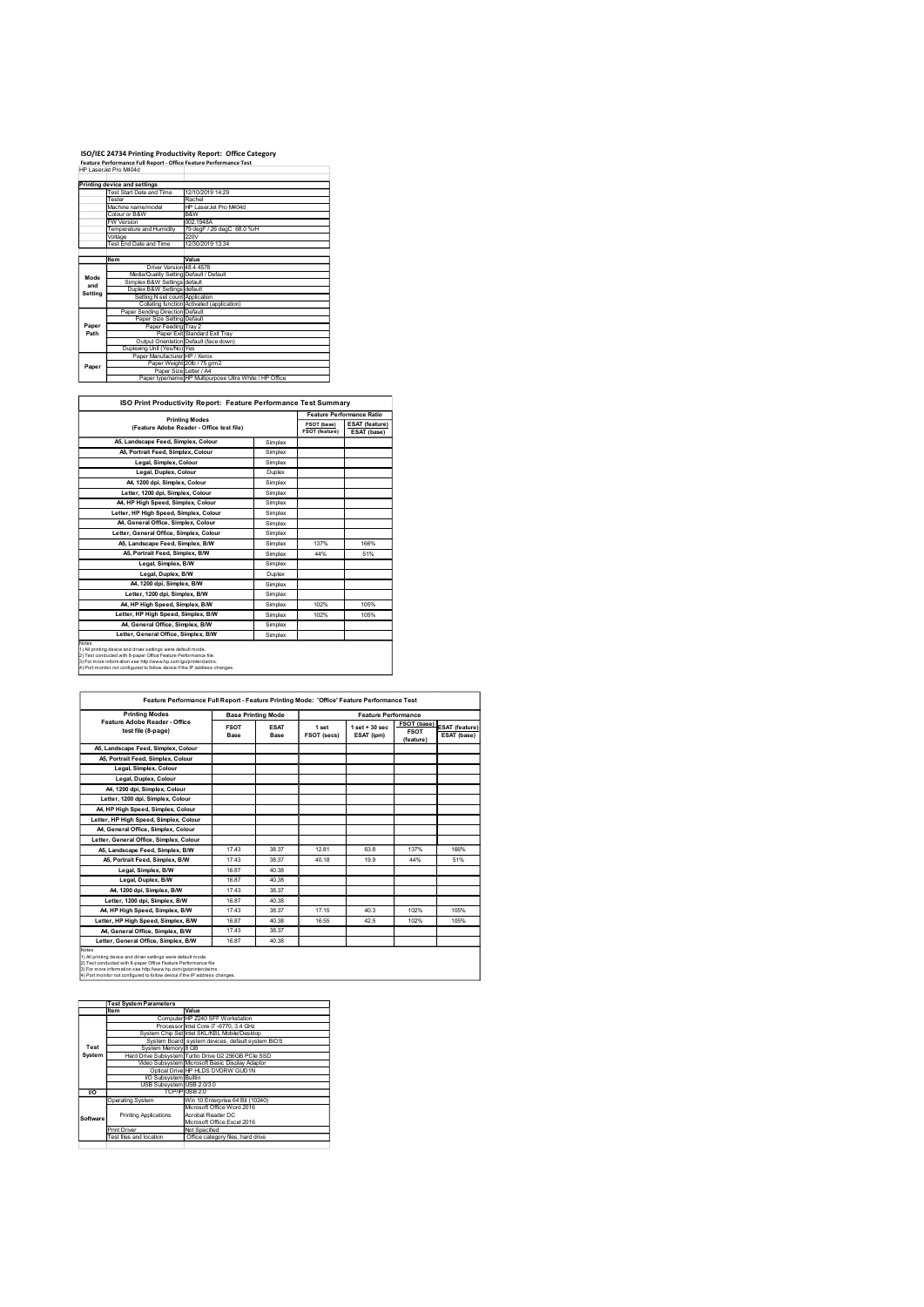# ISO/IEC 24734 Printing Productivity Report: Office Category

**Feature Performance Full Report - Office Feature Performance Test**

HP LaserJet Pro M404d

| Printing device and settings | | |
|---|---|---|
| | Test Start Date and Time | 12/10/2019 14:29 |
| | Tester | Rachel |
| | Machine name/model | HP LaserJet Pro M404d |
| | Colour or B&W | B&W |
| | FW Version | 002.1948A |
| | Temperature and Humidity | 79 degF / 26 degC 68.0 %rH |
| | Voltage | 220V |
| | Test End Date and Time | 12/30/2019 13:34 |

| | Item | Value |
|---|---|---|
| Mode and Setting | Driver Version | 48.4.4578 |
| | Media/Quality Setting | Default / Default |
| | Simplex B&W Settings | default |
| | Duplex B&W Settings | default |
| | Setting N set count | Application |
| | Collating function | Activated (application) |
| Paper Path | Paper Sending Direction | Default |
| | Paper Size Setting | Default |
| | Paper Feeding | Tray 2 |
| | Paper Exit | Standard Exit Tray |
| | Output Orientation | Default (face down) |
| | Duplexing Unit (Yes/No) | Yes |
| Paper | Paper Manufacturer | HP / Xerox |
| | Paper Weight | 20lb / 75 g/m2 |
| | Paper Size | Letter / A4 |
| | Paper type/name | HP Multipurpose Ultra White / HP Office |

## ISO Print Productivity Report: Feature Performance Test Summary

| Printing Modes (Feature Adobe Reader - Office test file) | | Feature Performance Ratio FSOT (base) / FSOT (feature) | Feature Performance Ratio ESAT (feature) / ESAT (base) |
|---|---|---|---|
| A5, Landscape Feed, Simplex, Colour | Simplex | | |
| A5, Portrait Feed, Simplex, Colour | Simplex | | |
| Legal, Simplex, Colour | Simplex | | |
| Legal, Duplex, Colour | Duplex | | |
| A4, 1200 dpi, Simplex, Colour | Simplex | | |
| Letter, 1200 dpi, Simplex, Colour | Simplex | | |
| A4, HP High Speed, Simplex, Colour | Simplex | | |
| Letter, HP High Speed, Simplex, Colour | Simplex | | |
| A4, General Office, Simplex, Colour | Simplex | | |
| Letter, General Office, Simplex, Colour | Simplex | | |
| A5, Landscape Feed, Simplex, B/W | Simplex | 137% | 166% |
| A5, Portrait Feed, Simplex, B/W | Simplex | 44% | 51% |
| Legal, Simplex, B/W | Simplex | | |
| Legal, Duplex, B/W | Duplex | | |
| A4, 1200 dpi, Simplex, B/W | Simplex | | |
| Letter, 1200 dpi, Simplex, B/W | Simplex | | |
| A4, HP High Speed, Simplex, B/W | Simplex | 102% | 105% |
| Letter, HP High Speed, Simplex, B/W | Simplex | 102% | 105% |
| A4, General Office, Simplex, B/W | Simplex | | |
| Letter, General Office, Simplex, B/W | Simplex | | |

Notes
1) All printing device and driver settings were default mode.
2) Test conducted with 8-paper Office Feature Performance file.
3) For more information see http://www.hp.com/go/printerclaims.
4) Port monitor not configured to follow device if the IP address changes.

## Feature Performance Full Report - Feature Printing Mode: 'Office' Feature Performance Test

| Printing Modes Feature Adobe Reader - Office test file (8-page) | Base Printing Mode FSOT Base | Base Printing Mode ESAT Base | Feature Performance 1 set FSOT (secs) | Feature Performance 1 set + 30 sec ESAT (ipm) | FSOT (base) / FSOT (feature) | ESAT (feature) / ESAT (base) |
|---|---|---|---|---|---|---|
| A5, Landscape Feed, Simplex, Colour | | | | | | |
| A5, Portrait Feed, Simplex, Colour | | | | | | |
| Legal, Simplex, Colour | | | | | | |
| Legal, Duplex, Colour | | | | | | |
| A4, 1200 dpi, Simplex, Colour | | | | | | |
| Letter, 1200 dpi, Simplex, Colour | | | | | | |
| A4, HP High Speed, Simplex, Colour | | | | | | |
| Letter, HP High Speed, Simplex, Colour | | | | | | |
| A4, General Office, Simplex, Colour | | | | | | |
| Letter, General Office, Simplex, Colour | | | | | | |
| A5, Landscape Feed, Simplex, B/W | 17.43 | 38.37 | 12.81 | 63.8 | 137% | 166% |
| A5, Portrait Feed, Simplex, B/W | 17.43 | 38.37 | 40.18 | 19.9 | 44% | 51% |
| Legal, Simplex, B/W | 16.87 | 40.38 | | | | |
| Legal, Duplex, B/W | 16.87 | 40.38 | | | | |
| A4, 1200 dpi, Simplex, B/W | 17.43 | 38.37 | | | | |
| Letter, 1200 dpi, Simplex, B/W | 16.87 | 40.38 | | | | |
| A4, HP High Speed, Simplex, B/W | 17.43 | 38.37 | 17.15 | 40.3 | 102% | 105% |
| Letter, HP High Speed, Simplex, B/W | 16.87 | 40.38 | 16.55 | 42.5 | 102% | 105% |
| A4, General Office, Simplex, B/W | 17.43 | 38.37 | | | | |
| Letter, General Office, Simplex, B/W | 16.87 | 40.38 | | | | |

Notes
1) All printing device and driver settings were default mode.
2) Test conducted with 8-paper Office Feature Performance file
3) For more information see http://www.hp.com/go/printerclaims.
4) Port monitor not configured to follow device if the IP address changes.

| Test System Parameters | | |
|---|---|---|
| | Item | Value |
| Test System | Computer | HP Z240 SFF Workstation |
| | Processor | Intel Core i7 -6770, 3.4 GHz |
| | System Chip Set | Intel SKL/KBL Mobile/Desktop |
| | System Board | system devices, default system BIOS |
| | System Memory | 8 GB |
| | Hard Drive Subsystem | Turbo Drive G2 256GB PCIe SSD |
| | Video Subsystem | Microsoft Basic Display Adaptor |
| | Optical Drive | HP HLDS DVDRW GUD1N |
| | I/O Subsystem | Builtin |
| | USB Subsystem | USB 2.0/3.0 |
| I/O | TCP/IP | USB 2.0 |
| Software | Operating System | Win 10 Enterprise 64 Bit (10240) |
| | Printing Applications | Microsoft Office Word 2016<br>Acrobat Reader DC<br>Microsoft Office Excel 2016 |
| | Print Driver | Not Specified |
| | Test files and location | Office category files, hard drive |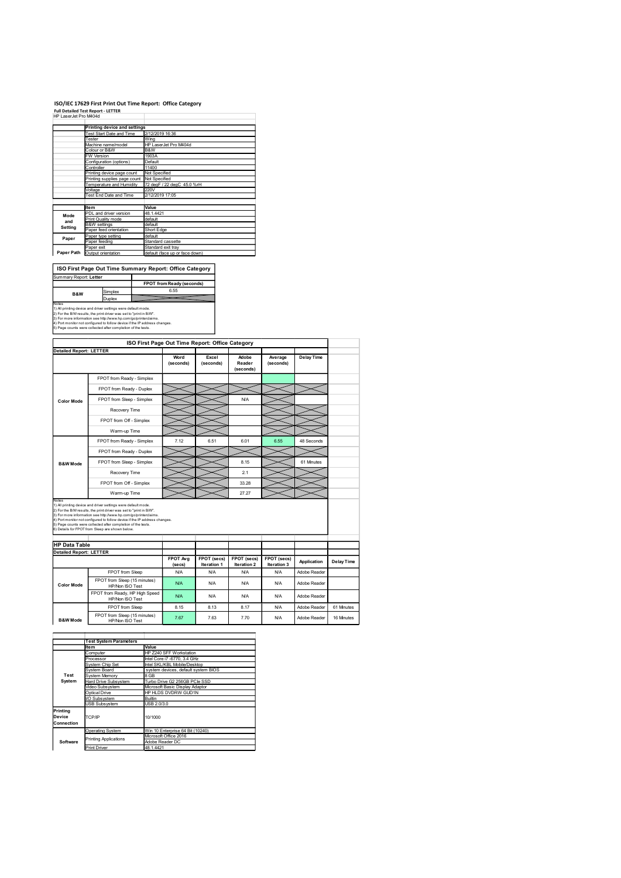# ISO/IEC 17629 First Print Out Time Report: Office Category

**Full Detailed Test Report - LETTER**

HP LaserJet Pro M404d

| | Printing device and settings | |
|---|---|---|
| | Test Start Date and Time | 2/12/2019 16:36 |
| | Tester | Wing |
| | Machine name/model | HP LaserJet Pro M404d |
| | Colour or B&W | B&W |
| | FW Version | 1903A |
| | Configuration (options) | Default |
| | Controller | 11400 |
| | Printing device page count | Not Specified |
| | Printing supplies page count | Not Specified |
| | Temperature and Humidity | 72 degF / 22 degC 45.0 %rH |
| | Voltage | 220V |
| | Test End Date and Time | 2/12/2019 17:05 |
| | | |
| | **Item** | **Value** |
| Mode and Setting | PDL and driver version | 48.1.4421 |
| | Print Quality mode | default |
| | B&W settings | default |
| | Paper feed orientation | Short Edge |
| Paper | Paper type setting | default |
| | Paper feeding | Standard cassette |
| | Paper exit | Standard exit tray |
| Paper Path | Output orientation | default (face up or face down) |

## ISO First Page Out Time Summary Report: Office Category

Summary Report: **Letter**

| | | FPOT from Ready (seconds) |
|---|---|---|
| B&W | Simplex | 6.55 |
| | Duplex | |

Notes
1) All printing device and driver settings were default mode.
2) For the B/W results, the print driver was set to "print in B/W".
3) For more information see http://www.hp.com/go/printerclaims.
4) Port monitor not configured to follow device if the IP address changes.
5) Page counts were collected after completion of the tests.

## ISO First Page Out Time Report: Office Category

**Detailed Report: LETTER**

| | | Word (seconds) | Excel (seconds) | Adobe Reader (seconds) | Average (seconds) | Delay Time |
|---|---|---|---|---|---|---|
| Color Mode | FPOT from Ready - Simplex | | | | | |
| | FPOT from Ready - Duplex | | | | | |
| | FPOT from Sleep - Simplex | | | N/A | | |
| | Recovery Time | | | | | |
| | FPOT from Off - Simplex | | | | | |
| | Warm-up Time | | | | | |
| B&W Mode | FPOT from Ready - Simplex | 7.12 | 6.51 | 6.01 | 6.55 | 48 Seconds |
| | FPOT from Ready - Duplex | | | | | |
| | FPOT from Sleep - Simplex | | | 8.15 | | 61 Minutes |
| | Recovery Time | | | 2.1 | | |
| | FPOT from Off - Simplex | | | 33.28 | | |
| | Warm-up Time | | | 27.27 | | |

Notes
1) All printing device and driver settings were default mode.
2) For the B/W results, the print driver was set to "print in B/W".
3) For more information see http://www.hp.com/go/printerclaims.
4) Port monitor not configured to follow device if the IP address changes.
5) Page counts were collected after completion of the tests.
6) Details for FPOT from Sleep are shown below.

## HP Data Table

**Detailed Report: LETTER**

| | | FPOT Avg (secs) | FPOT (secs) Iteration 1 | FPOT (secs) Iteration 2 | FPOT (secs) Iteration 3 | Application | Delay Time |
|---|---|---|---|---|---|---|---|
| Color Mode | FPOT from Sleep | N/A | N/A | N/A | N/A | Adobe Reader | |
| | FPOT from Sleep (15 minutes) HP/Non ISO Test | N/A | N/A | N/A | N/A | Adobe Reader | |
| | FPOT from Ready, HP High Speed HP/Non ISO Test | N/A | N/A | N/A | N/A | Adobe Reader | |
| B&W Mode | FPOT from Sleep | 8.15 | 8.13 | 8.17 | N/A | Adobe Reader | 61 Minutes |
| | FPOT from Sleep (15 minutes) HP/Non ISO Test | 7.67 | 7.63 | 7.70 | N/A | Adobe Reader | 16 Minutes |

| | Test System Parameters | |
|---|---|---|
| | **Item** | **Value** |
| Test System | Computer | HP Z240 SFF Workstation |
| | Processor | Intel Core i7 -6770, 3.4 GHz |
| | System Chip Set | Intel SKL/KBL Mobile/Desktop |
| | System Board | system devices, default system BIOS |
| | System Memory | 8 GB |
| | Hard Drive Subsystem | Turbo Drive G2 256GB PCIe SSD |
| | Video Subsystem | Microsoft Basic Display Adaptor |
| | Optical Drive | HP HLDS DVDRW GUD1N |
| | I/O Subsystem | Builtin |
| | USB Subsystem | USB 2.0/3.0 |
| Printing Device Connection | TCP/IP | 10/1000 |
| Software | Operating System | Win 10 Enterprise 64 Bit (10240) |
| | Printing Applications | Microsoft Office 2016<br>Adobe Reader DC |
| | Print Driver | 48.1.4421 |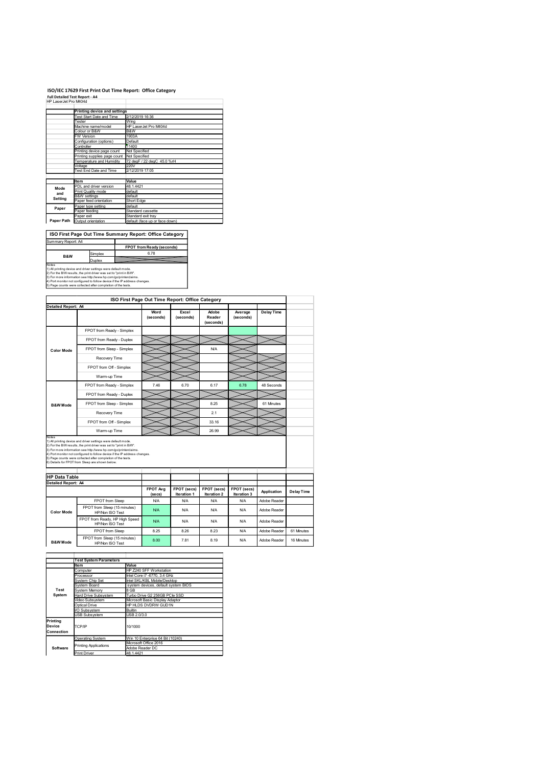# ISO/IEC 17629 First Print Out Time Report: Office Category

**Full Detailed Test Report - A4**

HP LaserJet Pro M404d

| | | |
|---|---|---|
| | **Printing device and settings** | |
| | Test Start Date and Time | 2/12/2019 16:36 |
| | Tester | Wing |
| | Machine name/model | HP LaserJet Pro M404d |
| | Colour or B&W | B&W |
| | FW Version | 1903A |
| | Configuration (options) | Default |
| | Controller | 11400 |
| | Printing device page count | Not Specified |
| | Printing supplies page count | Not Specified |
| | Temperature and Humidity | 72 degF / 22 degC 45.0 %rH |
| | Voltage | 220V |
| | Test End Date and Time | 2/12/2019 17:05 |
| | **Item** | **Value** |
| Mode and Setting | PDL and driver version | 48.1.4421 |
| | Print Quality mode | default |
| | B&W settings | default |
| | Paper feed orientation | Short Edge |
| Paper | Paper type setting | default |
| | Paper feeding | Standard cassette |
| | Paper exit | Standard exit tray |
| Paper Path | Output orientation | default (face up or face down) |

## ISO First Page Out Time Summary Report: Office Category

| Summary Report: A4 | | |
|---|---|---|
| | | **FPOT from Ready (seconds)** |
| B&W | Simplex | 6.78 |
| | Duplex | |

Notes
1) All printing device and driver settings were default mode.
2) For the B/W results, the print driver was set to "print in B/W".
3) For more information see http://www.hp.com/go/printerclaims.
4) Port monitor not configured to follow device if the IP address changes.
5) Page counts were collected after completion of the tests.

## ISO First Page Out Time Report: Office Category

| Detailed Report: A4 | | Word (seconds) | Excel (seconds) | Adobe Reader (seconds) | Average (seconds) | Delay Time |
|---|---|---|---|---|---|---|
| Color Mode | FPOT from Ready - Simplex | | | | | |
| | FPOT from Ready - Duplex | | | | | |
| | FPOT from Sleep - Simplex | | | N/A | | |
| | Recovery Time | | | | | |
| | FPOT from Off - Simplex | | | | | |
| | Warm-up Time | | | | | |
| B&W Mode | FPOT from Ready - Simplex | 7.46 | 6.70 | 6.17 | 6.78 | 48 Seconds |
| | FPOT from Ready - Duplex | | | | | |
| | FPOT from Sleep - Simplex | | | 8.25 | | 61 Minutes |
| | Recovery Time | | | 2.1 | | |
| | FPOT from Off - Simplex | | | 33.16 | | |
| | Warm-up Time | | | 26.99 | | |

Notes
1) All printing device and driver settings were default mode.
2) For the B/W results, the print driver was set to "print in B/W".
3) For more information see http://www.hp.com/go/printerclaims.
4) Port monitor not configured to follow device if the IP address changes.
5) Page counts were collected after completion of the tests.
6) Details for FPOT from Sleep are shown below.

## HP Data Table

| Detailed Report: A4 | | FPOT Avg (secs) | FPOT (secs) Iteration 1 | FPOT (secs) Iteration 2 | FPOT (secs) Iteration 3 | Application | Delay Time |
|---|---|---|---|---|---|---|---|
| Color Mode | FPOT from Sleep | N/A | N/A | N/A | N/A | Adobe Reader | |
| | FPOT from Sleep (15 minutes) HP/Non ISO Test | N/A | N/A | N/A | N/A | Adobe Reader | |
| | FPOT from Ready, HP High Speed HP/Non ISO Test | N/A | N/A | N/A | N/A | Adobe Reader | |
| B&W Mode | FPOT from Sleep | 8.25 | 8.26 | 8.23 | N/A | Adobe Reader | 61 Minutes |
| | FPOT from Sleep (15 minutes) HP/Non ISO Test | 8.00 | 7.81 | 8.19 | N/A | Adobe Reader | 16 Minutes |

| | | |
|---|---|---|
| | **Test System Parameters** | |
| | **Item** | **Value** |
| Test System | Computer | HP Z240 SFF Workstation |
| | Processor | Intel Core i7 -6770, 3.4 GHz |
| | System Chip Set | Intel SKL/KBL Mobile/Desktop |
| | System Board | system devices, default system BIOS |
| | System Memory | 8 GB |
| | Hard Drive Subsystem | Turbo Drive G2 256GB PCIe SSD |
| | Video Subsystem | Microsoft Basic Display Adaptor |
| | Optical Drive | HP HLDS DVDRW GUD1N |
| | I/O Subsystem | Builtin |
| | USB Subsystem | USB 2.0/3.0 |
| Printing Device Connection | TCP/IP | 10/1000 |
| Software | Operating System | Win 10 Enterprise 64 Bit (10240) |
| | Printing Applications | Microsoft Office 2016<br>Adobe Reader DC |
| | Print Driver | 48.1.4421 |